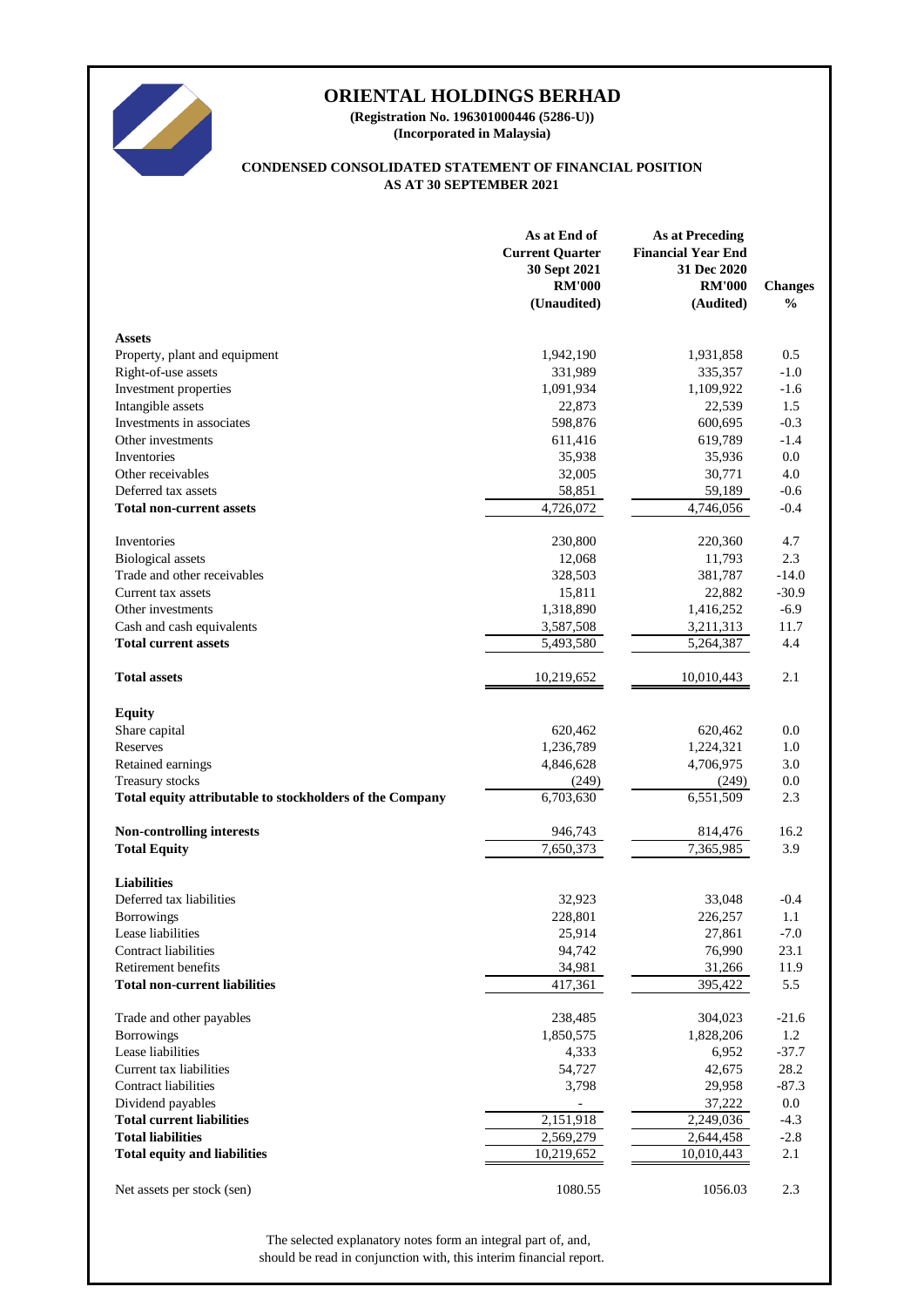# ORIENTAL HOLDINGS BERHAD

**(Registration No. 196301000446 (5286-U))**
**(Incorporated in Malaysia)**

## CONDENSED CONSOLIDATED STATEMENT OF FINANCIAL POSITION
## AS AT 30 SEPTEMBER 2021

| | As at End of Current Quarter 30 Sept 2021 RM'000 (Unaudited) | As at Preceding Financial Year End 31 Dec 2020 RM'000 (Audited) | Changes % |
|---|---|---|---|
| **Assets** | | | |
| Property, plant and equipment | 1,942,190 | 1,931,858 | 0.5 |
| Right-of-use assets | 331,989 | 335,357 | -1.0 |
| Investment properties | 1,091,934 | 1,109,922 | -1.6 |
| Intangible assets | 22,873 | 22,539 | 1.5 |
| Investments in associates | 598,876 | 600,695 | -0.3 |
| Other investments | 611,416 | 619,789 | -1.4 |
| Inventories | 35,938 | 35,936 | 0.0 |
| Other receivables | 32,005 | 30,771 | 4.0 |
| Deferred tax assets | 58,851 | 59,189 | -0.6 |
| **Total non-current assets** | 4,726,072 | 4,746,056 | -0.4 |
| | | | |
| Inventories | 230,800 | 220,360 | 4.7 |
| Biological assets | 12,068 | 11,793 | 2.3 |
| Trade and other receivables | 328,503 | 381,787 | -14.0 |
| Current tax assets | 15,811 | 22,882 | -30.9 |
| Other investments | 1,318,890 | 1,416,252 | -6.9 |
| Cash and cash equivalents | 3,587,508 | 3,211,313 | 11.7 |
| **Total current assets** | 5,493,580 | 5,264,387 | 4.4 |
| | | | |
| **Total assets** | 10,219,652 | 10,010,443 | 2.1 |
| | | | |
| **Equity** | | | |
| Share capital | 620,462 | 620,462 | 0.0 |
| Reserves | 1,236,789 | 1,224,321 | 1.0 |
| Retained earnings | 4,846,628 | 4,706,975 | 3.0 |
| Treasury stocks | (249) | (249) | 0.0 |
| **Total equity attributable to stockholders of the Company** | 6,703,630 | 6,551,509 | 2.3 |
| | | | |
| **Non-controlling interests** | 946,743 | 814,476 | 16.2 |
| **Total Equity** | 7,650,373 | 7,365,985 | 3.9 |
| | | | |
| **Liabilities** | | | |
| Deferred tax liabilities | 32,923 | 33,048 | -0.4 |
| Borrowings | 228,801 | 226,257 | 1.1 |
| Lease liabilities | 25,914 | 27,861 | -7.0 |
| Contract liabilities | 94,742 | 76,990 | 23.1 |
| Retirement benefits | 34,981 | 31,266 | 11.9 |
| **Total non-current liabilities** | 417,361 | 395,422 | 5.5 |
| | | | |
| Trade and other payables | 238,485 | 304,023 | -21.6 |
| Borrowings | 1,850,575 | 1,828,206 | 1.2 |
| Lease liabilities | 4,333 | 6,952 | -37.7 |
| Current tax liabilities | 54,727 | 42,675 | 28.2 |
| Contract liabilities | 3,798 | 29,958 | -87.3 |
| Dividend payables | - | 37,222 | 0.0 |
| **Total current liabilities** | 2,151,918 | 2,249,036 | -4.3 |
| **Total liabilities** | 2,569,279 | 2,644,458 | -2.8 |
| **Total equity and liabilities** | 10,219,652 | 10,010,443 | 2.1 |
| | | | |
| Net assets per stock (sen) | 1080.55 | 1056.03 | 2.3 |

The selected explanatory notes form an integral part of, and, should be read in conjunction with, this interim financial report.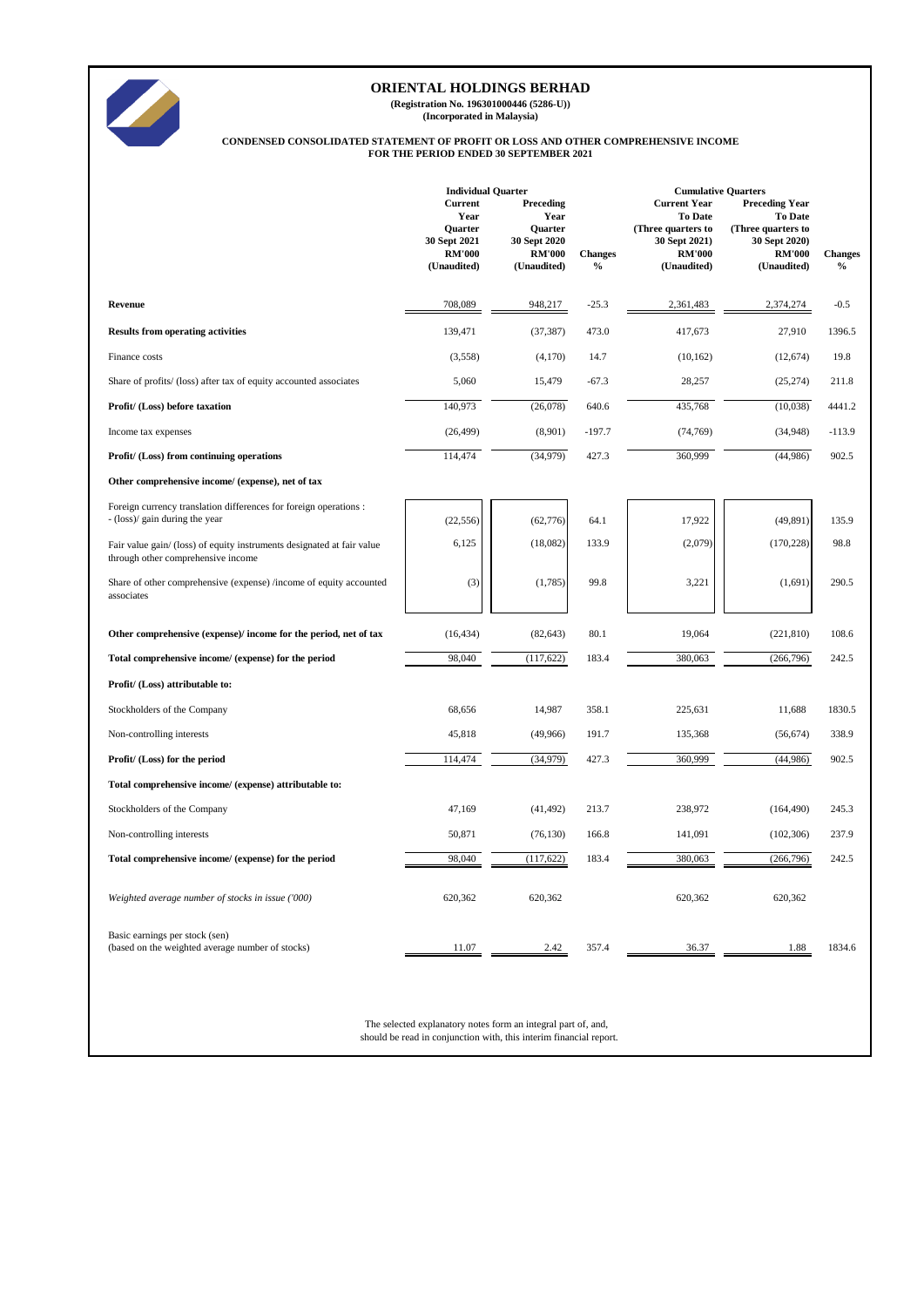# ORIENTAL HOLDINGS BERHAD

**(Registration No. 196301000446 (5286-U))**
**(Incorporated in Malaysia)**

## CONDENSED CONSOLIDATED STATEMENT OF PROFIT OR LOSS AND OTHER COMPREHENSIVE INCOME
## FOR THE PERIOD ENDED 30 SEPTEMBER 2021

| | Individual Quarter | | | Cumulative Quarters | | |
|---|---|---|---|---|---|---|
| | Current Year Quarter 30 Sept 2021 RM'000 (Unaudited) | Preceding Year Quarter 30 Sept 2020 RM'000 (Unaudited) | Changes % | Current Year To Date (Three quarters to 30 Sept 2021) RM'000 (Unaudited) | Preceding Year To Date (Three quarters to 30 Sept 2020) RM'000 (Unaudited) | Changes % |
| **Revenue** | 708,089 | 948,217 | -25.3 | 2,361,483 | 2,374,274 | -0.5 |
| **Results from operating activities** | 139,471 | (37,387) | 473.0 | 417,673 | 27,910 | 1396.5 |
| Finance costs | (3,558) | (4,170) | 14.7 | (10,162) | (12,674) | 19.8 |
| Share of profits/ (loss) after tax of equity accounted associates | 5,060 | 15,479 | -67.3 | 28,257 | (25,274) | 211.8 |
| **Profit/ (Loss) before taxation** | 140,973 | (26,078) | 640.6 | 435,768 | (10,038) | 4441.2 |
| Income tax expenses | (26,499) | (8,901) | -197.7 | (74,769) | (34,948) | -113.9 |
| **Profit/ (Loss) from continuing operations** | 114,474 | (34,979) | 427.3 | 360,999 | (44,986) | 902.5 |
| **Other comprehensive income/ (expense), net of tax** | | | | | | |
| Foreign currency translation differences for foreign operations : - (loss)/ gain during the year | (22,556) | (62,776) | 64.1 | 17,922 | (49,891) | 135.9 |
| Fair value gain/ (loss) of equity instruments designated at fair value through other comprehensive income | 6,125 | (18,082) | 133.9 | (2,079) | (170,228) | 98.8 |
| Share of other comprehensive (expense) /income of equity accounted associates | (3) | (1,785) | 99.8 | 3,221 | (1,691) | 290.5 |
| **Other comprehensive (expense)/ income for the period, net of tax** | (16,434) | (82,643) | 80.1 | 19,064 | (221,810) | 108.6 |
| **Total comprehensive income/ (expense) for the period** | 98,040 | (117,622) | 183.4 | 380,063 | (266,796) | 242.5 |
| **Profit/ (Loss) attributable to:** | | | | | | |
| Stockholders of the Company | 68,656 | 14,987 | 358.1 | 225,631 | 11,688 | 1830.5 |
| Non-controlling interests | 45,818 | (49,966) | 191.7 | 135,368 | (56,674) | 338.9 |
| **Profit/ (Loss) for the period** | 114,474 | (34,979) | 427.3 | 360,999 | (44,986) | 902.5 |
| **Total comprehensive income/ (expense) attributable to:** | | | | | | |
| Stockholders of the Company | 47,169 | (41,492) | 213.7 | 238,972 | (164,490) | 245.3 |
| Non-controlling interests | 50,871 | (76,130) | 166.8 | 141,091 | (102,306) | 237.9 |
| **Total comprehensive income/ (expense) for the period** | 98,040 | (117,622) | 183.4 | 380,063 | (266,796) | 242.5 |
| *Weighted average number of stocks in issue ('000)* | 620,362 | 620,362 | | 620,362 | 620,362 | |
| Basic earnings per stock (sen) (based on the weighted average number of stocks) | 11.07 | 2.42 | 357.4 | 36.37 | 1.88 | 1834.6 |

The selected explanatory notes form an integral part of, and, should be read in conjunction with, this interim financial report.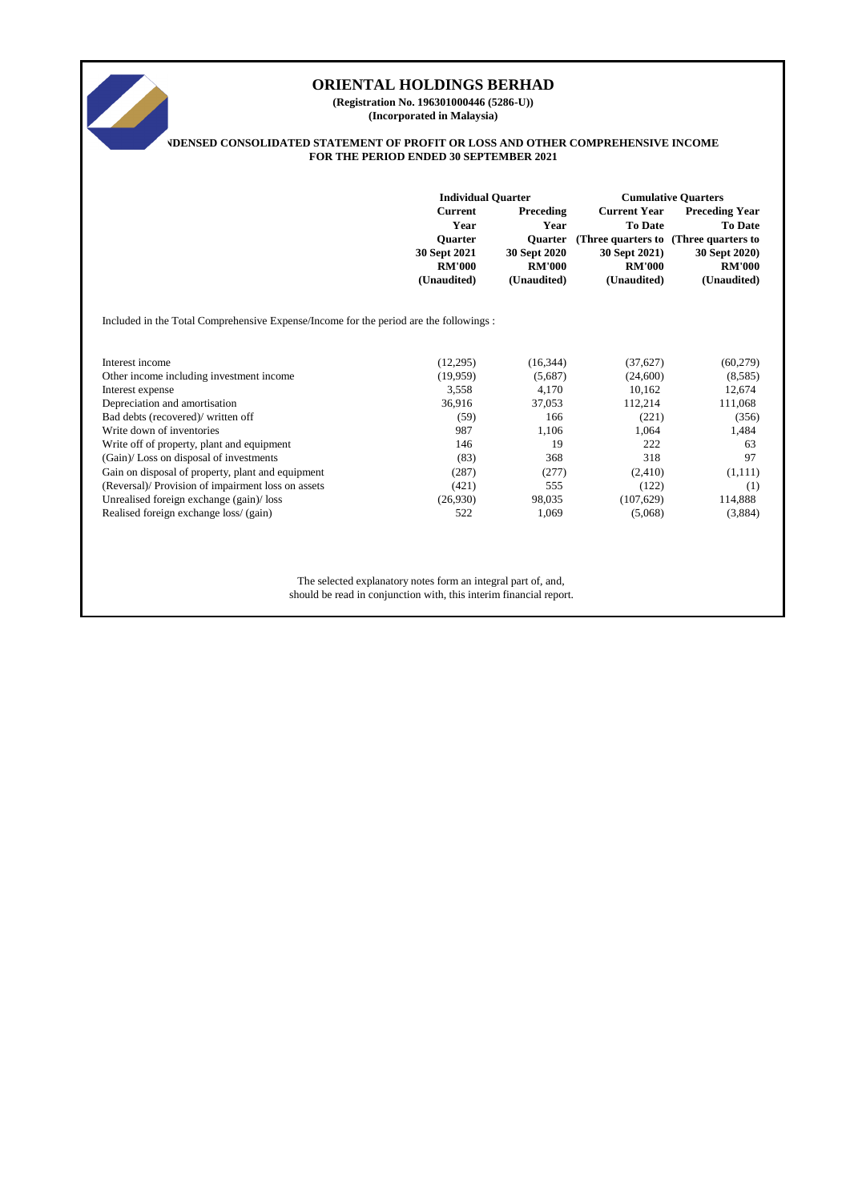# ORIENTAL HOLDINGS BERHAD

**(Registration No. 196301000446 (5286-U))**
**(Incorporated in Malaysia)**

**NDENSED CONSOLIDATED STATEMENT OF PROFIT OR LOSS AND OTHER COMPREHENSIVE INCOME**
**FOR THE PERIOD ENDED 30 SEPTEMBER 2021**

Included in the Total Comprehensive Expense/Income for the period are the followings :

| | Individual Quarter | | Cumulative Quarters | |
|---|---|---|---|---|
| | Current Year Quarter 30 Sept 2021 RM'000 (Unaudited) | Preceding Year Quarter 30 Sept 2020 RM'000 (Unaudited) | Current Year To Date (Three quarters to 30 Sept 2021) RM'000 (Unaudited) | Preceding Year To Date (Three quarters to 30 Sept 2020) RM'000 (Unaudited) |
| Interest income | (12,295) | (16,344) | (37,627) | (60,279) |
| Other income including investment income | (19,959) | (5,687) | (24,600) | (8,585) |
| Interest expense | 3,558 | 4,170 | 10,162 | 12,674 |
| Depreciation and amortisation | 36,916 | 37,053 | 112,214 | 111,068 |
| Bad debts (recovered)/ written off | (59) | 166 | (221) | (356) |
| Write down of inventories | 987 | 1,106 | 1,064 | 1,484 |
| Write off of property, plant and equipment | 146 | 19 | 222 | 63 |
| (Gain)/ Loss on disposal of investments | (83) | 368 | 318 | 97 |
| Gain on disposal of property, plant and equipment | (287) | (277) | (2,410) | (1,111) |
| (Reversal)/ Provision of impairment loss on assets | (421) | 555 | (122) | (1) |
| Unrealised foreign exchange (gain)/ loss | (26,930) | 98,035 | (107,629) | 114,888 |
| Realised foreign exchange loss/ (gain) | 522 | 1,069 | (5,068) | (3,884) |

The selected explanatory notes form an integral part of, and, should be read in conjunction with, this interim financial report.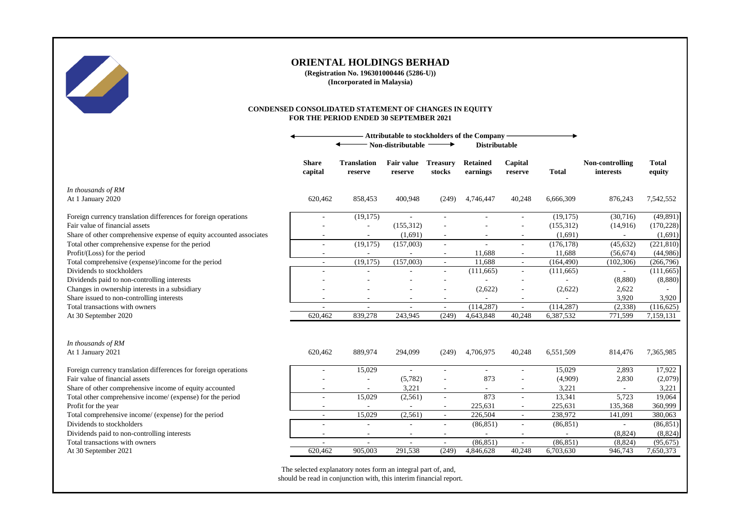# ORIENTAL HOLDINGS BERHAD

**(Registration No. 196301000446 (5286-U))**
**(Incorporated in Malaysia)**

## CONDENSED CONSOLIDATED STATEMENT OF CHANGES IN EQUITY
## FOR THE PERIOD ENDED 30 SEPTEMBER 2021

| | Attributable to stockholders of the Company | | | | | | | | |
|---|---|---|---|---|---|---|---|---|---|
| | | Non-distributable | | | Distributable | | | | |
| | **Share capital** | **Translation reserve** | **Fair value reserve** | **Treasury stocks** | **Retained earnings** | **Capital reserve** | **Total** | **Non-controlling interests** | **Total equity** |
| *In thousands of RM* | | | | | | | | | |
| At 1 January 2020 | 620,462 | 858,453 | 400,948 | (249) | 4,746,447 | 40,248 | 6,666,309 | 876,243 | 7,542,552 |
| Foreign currency translation differences for foreign operations | - | (19,175) | - | - | - | - | (19,175) | (30,716) | (49,891) |
| Fair value of financial assets | - | - | (155,312) | - | - | - | (155,312) | (14,916) | (170,228) |
| Share of other comprehensive expense of equity accounted associates | - | - | (1,691) | - | - | - | (1,691) | - | (1,691) |
| Total other comprehensive expense for the period | - | (19,175) | (157,003) | - | - | - | (176,178) | (45,632) | (221,810) |
| Profit/(Loss) for the period | - | - | - | - | 11,688 | - | 11,688 | (56,674) | (44,986) |
| Total comprehensive (expense)/income for the period | - | (19,175) | (157,003) | - | 11,688 | - | (164,490) | (102,306) | (266,796) |
| Dividends to stockholders | - | - | - | - | (111,665) | - | (111,665) | - | (111,665) |
| Dividends paid to non-controlling interests | - | - | - | - | - | - | - | (8,880) | (8,880) |
| Changes in ownership interests in a subsidiary | - | - | - | - | (2,622) | - | (2,622) | 2,622 | - |
| Share issued to non-controlling interests | - | - | - | - | - | - | - | 3,920 | 3,920 |
| Total transactions with owners | - | - | - | - | (114,287) | - | (114,287) | (2,338) | (116,625) |
| At 30 September 2020 | 620,462 | 839,278 | 243,945 | (249) | 4,643,848 | 40,248 | 6,387,532 | 771,599 | 7,159,131 |
| | | | | | | | | | |
| *In thousands of RM* | | | | | | | | | |
| At 1 January 2021 | 620,462 | 889,974 | 294,099 | (249) | 4,706,975 | 40,248 | 6,551,509 | 814,476 | 7,365,985 |
| Foreign currency translation differences for foreign operations | - | 15,029 | - | - | - | - | 15,029 | 2,893 | 17,922 |
| Fair value of financial assets | - | - | (5,782) | - | 873 | - | (4,909) | 2,830 | (2,079) |
| Share of other comprehensive income of equity accounted | - | - | 3,221 | - | - | - | 3,221 | - | 3,221 |
| Total other comprehensive income/ (expense) for the period | - | 15,029 | (2,561) | - | 873 | - | 13,341 | 5,723 | 19,064 |
| Profit for the year | - | - | - | - | 225,631 | - | 225,631 | 135,368 | 360,999 |
| Total comprehensive income/ (expense) for the period | - | 15,029 | (2,561) | - | 226,504 | - | 238,972 | 141,091 | 380,063 |
| Dividends to stockholders | - | - | - | - | (86,851) | - | (86,851) | - | (86,851) |
| Dividends paid to non-controlling interests | - | - | - | - | - | - | - | (8,824) | (8,824) |
| Total transactions with owners | - | - | - | - | (86,851) | - | (86,851) | (8,824) | (95,675) |
| At 30 September 2021 | 620,462 | 905,003 | 291,538 | (249) | 4,846,628 | 40,248 | 6,703,630 | 946,743 | 7,650,373 |

The selected explanatory notes form an integral part of, and, should be read in conjunction with, this interim financial report.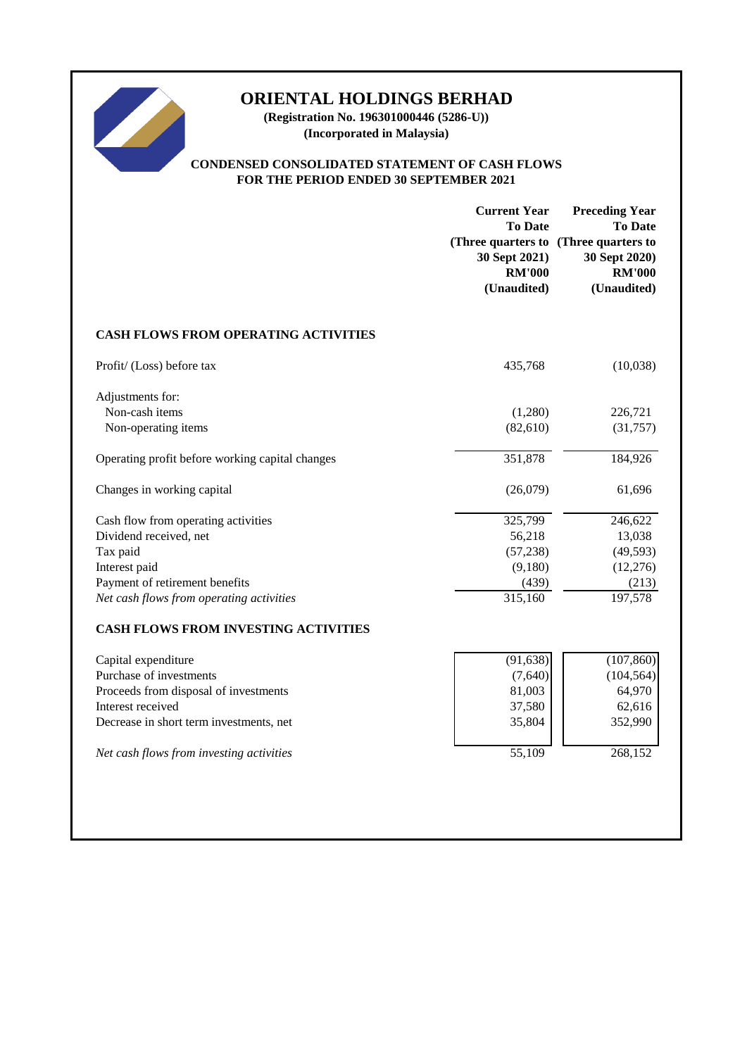# ORIENTAL HOLDINGS BERHAD

**(Registration No. 196301000446 (5286-U))**
**(Incorporated in Malaysia)**

## CONDENSED CONSOLIDATED STATEMENT OF CASH FLOWS
## FOR THE PERIOD ENDED 30 SEPTEMBER 2021

| | Current Year To Date (Three quarters to 30 Sept 2021) RM'000 (Unaudited) | Preceding Year To Date (Three quarters to 30 Sept 2020) RM'000 (Unaudited) |
|---|---|---|
| **CASH FLOWS FROM OPERATING ACTIVITIES** | | |
| Profit/ (Loss) before tax | 435,768 | (10,038) |
| Adjustments for: | | |
| Non-cash items | (1,280) | 226,721 |
| Non-operating items | (82,610) | (31,757) |
| Operating profit before working capital changes | 351,878 | 184,926 |
| Changes in working capital | (26,079) | 61,696 |
| Cash flow from operating activities | 325,799 | 246,622 |
| Dividend received, net | 56,218 | 13,038 |
| Tax paid | (57,238) | (49,593) |
| Interest paid | (9,180) | (12,276) |
| Payment of retirement benefits | (439) | (213) |
| *Net cash flows from operating activities* | 315,160 | 197,578 |
| **CASH FLOWS FROM INVESTING ACTIVITIES** | | |
| Capital expenditure | (91,638) | (107,860) |
| Purchase of investments | (7,640) | (104,564) |
| Proceeds from disposal of investments | 81,003 | 64,970 |
| Interest received | 37,580 | 62,616 |
| Decrease in short term investments, net | 35,804 | 352,990 |
| *Net cash flows from investing activities* | 55,109 | 268,152 |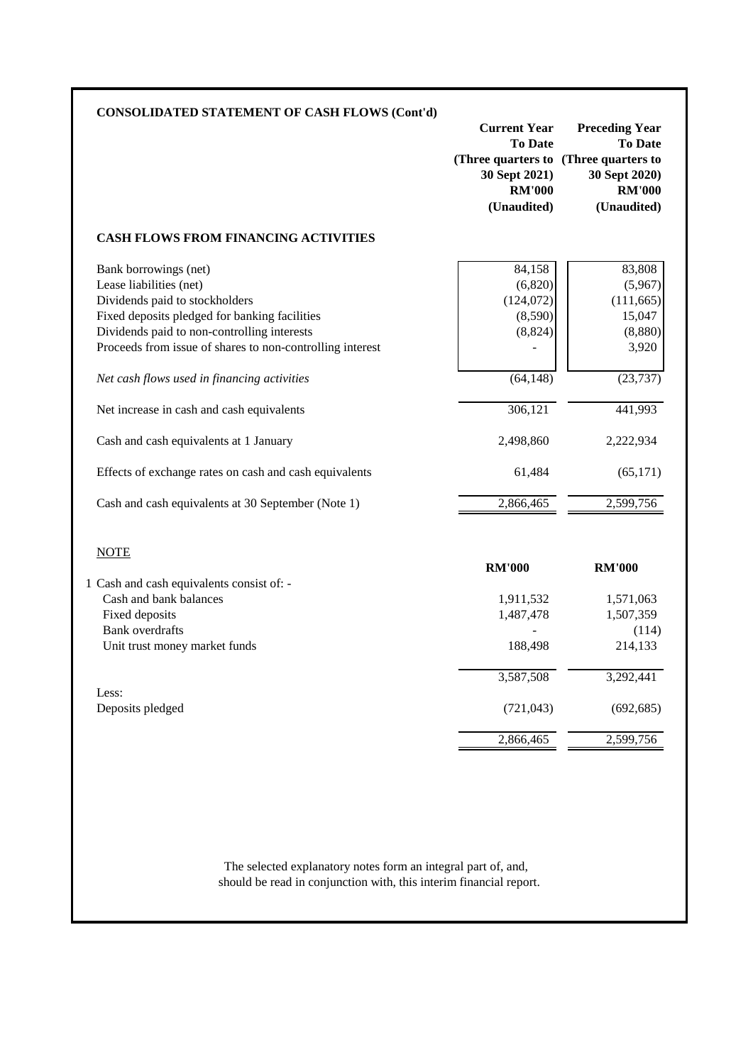## CONSOLIDATED STATEMENT OF CASH FLOWS (Cont'd)

| | Current Year To Date (Three quarters to 30 Sept 2021) RM'000 (Unaudited) | Preceding Year To Date (Three quarters to 30 Sept 2020) RM'000 (Unaudited) |
|---|---|---|
| **CASH FLOWS FROM FINANCING ACTIVITIES** | | |
| Bank borrowings (net) | 84,158 | 83,808 |
| Lease liabilities (net) | (6,820) | (5,967) |
| Dividends paid to stockholders | (124,072) | (111,665) |
| Fixed deposits pledged for banking facilities | (8,590) | 15,047 |
| Dividends paid to non-controlling interests | (8,824) | (8,880) |
| Proceeds from issue of shares to non-controlling interest | - | 3,920 |
| *Net cash flows used in financing activities* | (64,148) | (23,737) |
| Net increase in cash and cash equivalents | 306,121 | 441,993 |
| Cash and cash equivalents at 1 January | 2,498,860 | 2,222,934 |
| Effects of exchange rates on cash and cash equivalents | 61,484 | (65,171) |
| Cash and cash equivalents at 30 September (Note 1) | 2,866,465 | 2,599,756 |

NOTE

| | RM'000 | RM'000 |
|---|---|---|
| 1 Cash and cash equivalents consist of: - | | |
| Cash and bank balances | 1,911,532 | 1,571,063 |
| Fixed deposits | 1,487,478 | 1,507,359 |
| Bank overdrafts | - | (114) |
| Unit trust money market funds | 188,498 | 214,133 |
| | 3,587,508 | 3,292,441 |
| Less: | | |
| Deposits pledged | (721,043) | (692,685) |
| | 2,866,465 | 2,599,756 |

The selected explanatory notes form an integral part of, and, should be read in conjunction with, this interim financial report.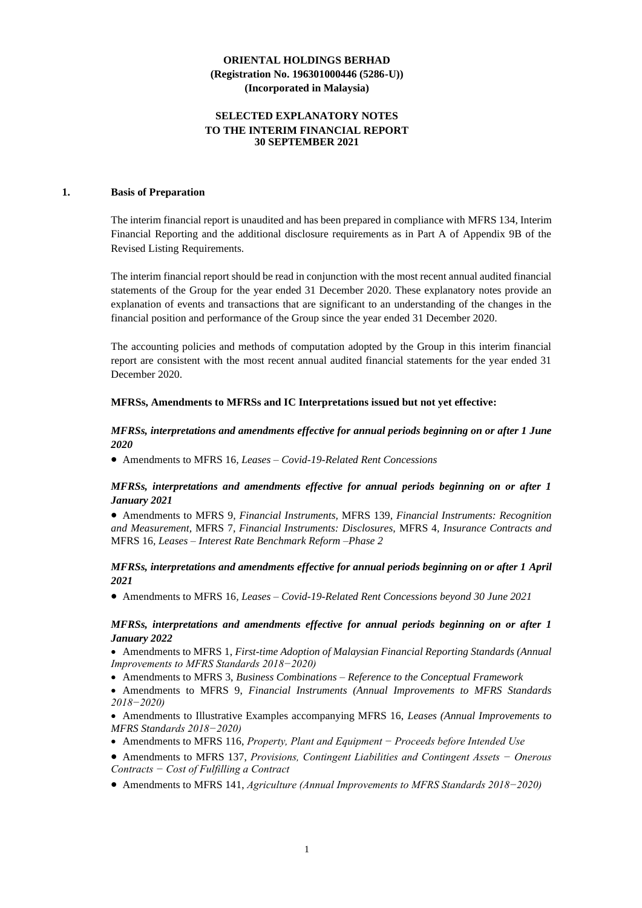**ORIENTAL HOLDINGS BERHAD**
**(Registration No. 196301000446 (5286-U))**
**(Incorporated in Malaysia)**

**SELECTED EXPLANATORY NOTES**
**TO THE INTERIM FINANCIAL REPORT**
**30 SEPTEMBER 2021**

## 1. Basis of Preparation

The interim financial report is unaudited and has been prepared in compliance with MFRS 134, Interim Financial Reporting and the additional disclosure requirements as in Part A of Appendix 9B of the Revised Listing Requirements.

The interim financial report should be read in conjunction with the most recent annual audited financial statements of the Group for the year ended 31 December 2020. These explanatory notes provide an explanation of events and transactions that are significant to an understanding of the changes in the financial position and performance of the Group since the year ended 31 December 2020.

The accounting policies and methods of computation adopted by the Group in this interim financial report are consistent with the most recent annual audited financial statements for the year ended 31 December 2020.

**MFRSs, Amendments to MFRSs and IC Interpretations issued but not yet effective:**

***MFRSs, interpretations and amendments effective for annual periods beginning on or after 1 June 2020***

- Amendments to MFRS 16, *Leases – Covid-19-Related Rent Concessions*

***MFRSs, interpretations and amendments effective for annual periods beginning on or after 1 January 2021***

- Amendments to MFRS 9, *Financial Instruments,* MFRS 139, *Financial Instruments: Recognition and Measurement,* MFRS 7, *Financial Instruments: Disclosures,* MFRS 4, *Insurance Contracts and* MFRS 16, *Leases – Interest Rate Benchmark Reform –Phase 2*

***MFRSs, interpretations and amendments effective for annual periods beginning on or after 1 April 2021***

- Amendments to MFRS 16, *Leases – Covid-19-Related Rent Concessions beyond 30 June 2021*

***MFRSs, interpretations and amendments effective for annual periods beginning on or after 1 January 2022***

- Amendments to MFRS 1, *First-time Adoption of Malaysian Financial Reporting Standards (Annual Improvements to MFRS Standards 2018−2020)*
- Amendments to MFRS 3, *Business Combinations – Reference to the Conceptual Framework*
- Amendments to MFRS 9, *Financial Instruments (Annual Improvements to MFRS Standards 2018−2020)*
- Amendments to Illustrative Examples accompanying MFRS 16, *Leases (Annual Improvements to MFRS Standards 2018−2020)*
- Amendments to MFRS 116, *Property, Plant and Equipment − Proceeds before Intended Use*
- Amendments to MFRS 137, *Provisions, Contingent Liabilities and Contingent Assets − Onerous Contracts − Cost of Fulfilling a Contract*
- Amendments to MFRS 141, *Agriculture (Annual Improvements to MFRS Standards 2018−2020)*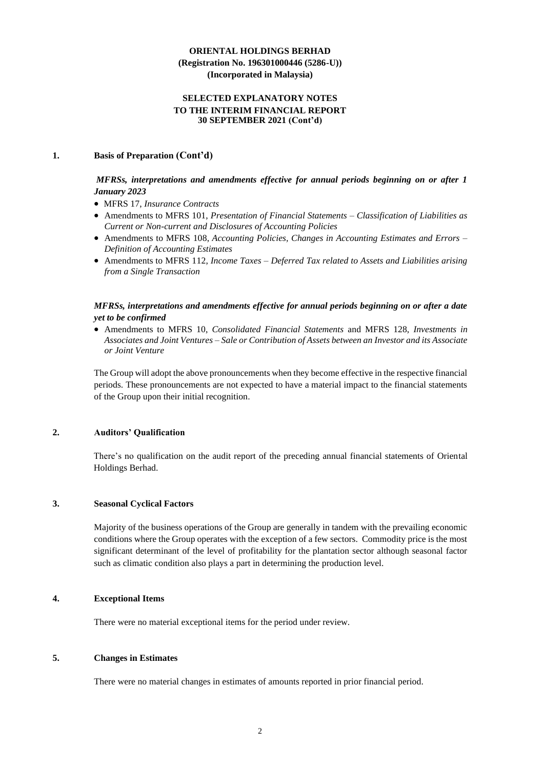**ORIENTAL HOLDINGS BERHAD**
**(Registration No. 196301000446 (5286-U))**
**(Incorporated in Malaysia)**

**SELECTED EXPLANATORY NOTES**
**TO THE INTERIM FINANCIAL REPORT**
**30 SEPTEMBER 2021 (Cont'd)**

## 1. Basis of Preparation (Cont'd)

***MFRSs, interpretations and amendments effective for annual periods beginning on or after 1 January 2023***

- MFRS 17, *Insurance Contracts*
- Amendments to MFRS 101, *Presentation of Financial Statements – Classification of Liabilities as Current or Non-current and Disclosures of Accounting Policies*
- Amendments to MFRS 108, *Accounting Policies, Changes in Accounting Estimates and Errors – Definition of Accounting Estimates*
- Amendments to MFRS 112, *Income Taxes – Deferred Tax related to Assets and Liabilities arising from a Single Transaction*

***MFRSs, interpretations and amendments effective for annual periods beginning on or after a date yet to be confirmed***

- Amendments to MFRS 10, *Consolidated Financial Statements* and MFRS 128, *Investments in Associates and Joint Ventures – Sale or Contribution of Assets between an Investor and its Associate or Joint Venture*

The Group will adopt the above pronouncements when they become effective in the respective financial periods. These pronouncements are not expected to have a material impact to the financial statements of the Group upon their initial recognition.

## 2. Auditors' Qualification

There's no qualification on the audit report of the preceding annual financial statements of Oriental Holdings Berhad.

## 3. Seasonal Cyclical Factors

Majority of the business operations of the Group are generally in tandem with the prevailing economic conditions where the Group operates with the exception of a few sectors. Commodity price is the most significant determinant of the level of profitability for the plantation sector although seasonal factor such as climatic condition also plays a part in determining the production level.

## 4. Exceptional Items

There were no material exceptional items for the period under review.

## 5. Changes in Estimates

There were no material changes in estimates of amounts reported in prior financial period.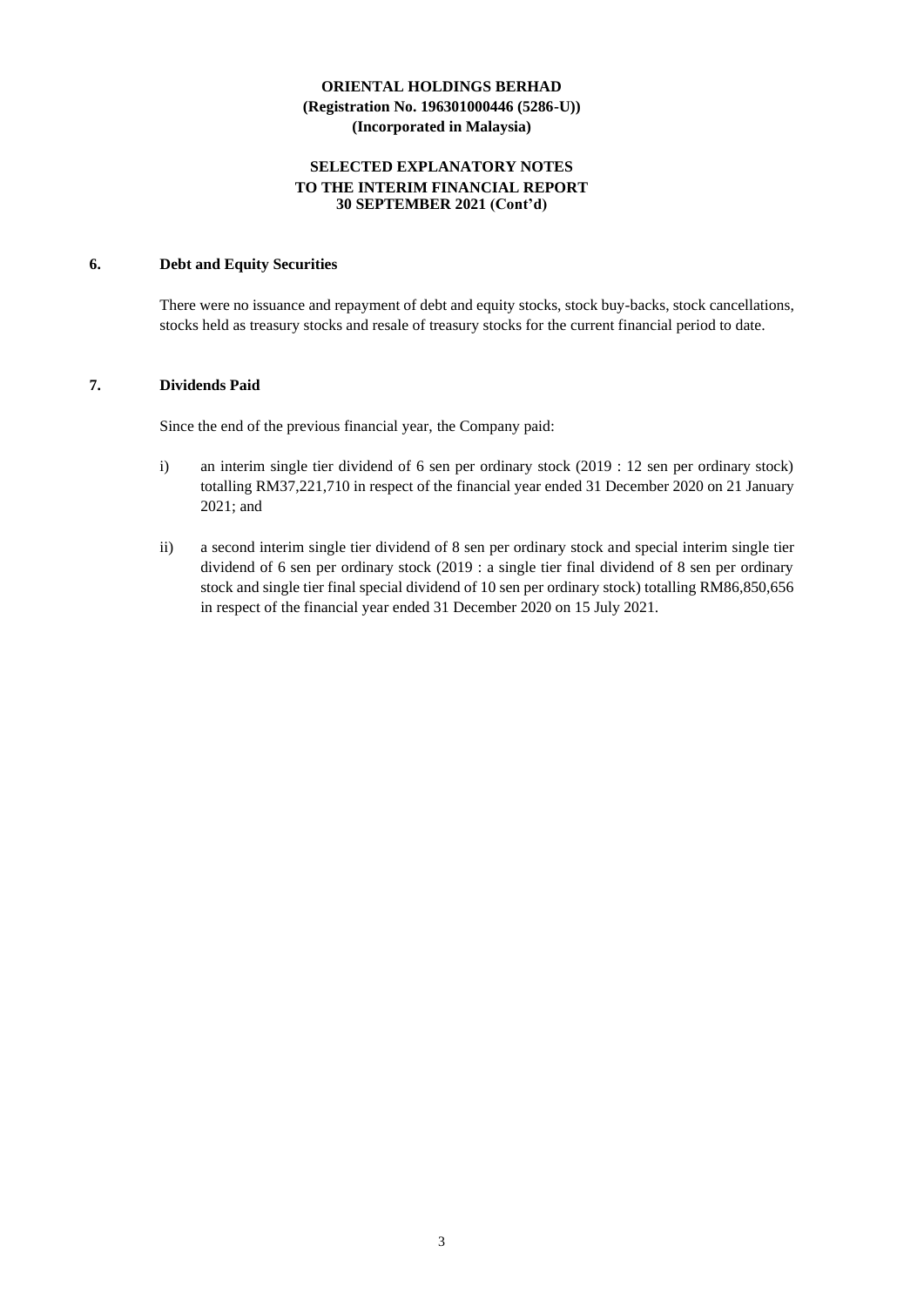**ORIENTAL HOLDINGS BERHAD**
**(Registration No. 196301000446 (5286-U))**
**(Incorporated in Malaysia)**

**SELECTED EXPLANATORY NOTES**
**TO THE INTERIM FINANCIAL REPORT**
**30 SEPTEMBER 2021 (Cont'd)**

## 6. Debt and Equity Securities

There were no issuance and repayment of debt and equity stocks, stock buy-backs, stock cancellations, stocks held as treasury stocks and resale of treasury stocks for the current financial period to date.

## 7. Dividends Paid

Since the end of the previous financial year, the Company paid:

i) an interim single tier dividend of 6 sen per ordinary stock (2019 : 12 sen per ordinary stock) totalling RM37,221,710 in respect of the financial year ended 31 December 2020 on 21 January 2021; and

ii) a second interim single tier dividend of 8 sen per ordinary stock and special interim single tier dividend of 6 sen per ordinary stock (2019 : a single tier final dividend of 8 sen per ordinary stock and single tier final special dividend of 10 sen per ordinary stock) totalling RM86,850,656 in respect of the financial year ended 31 December 2020 on 15 July 2021.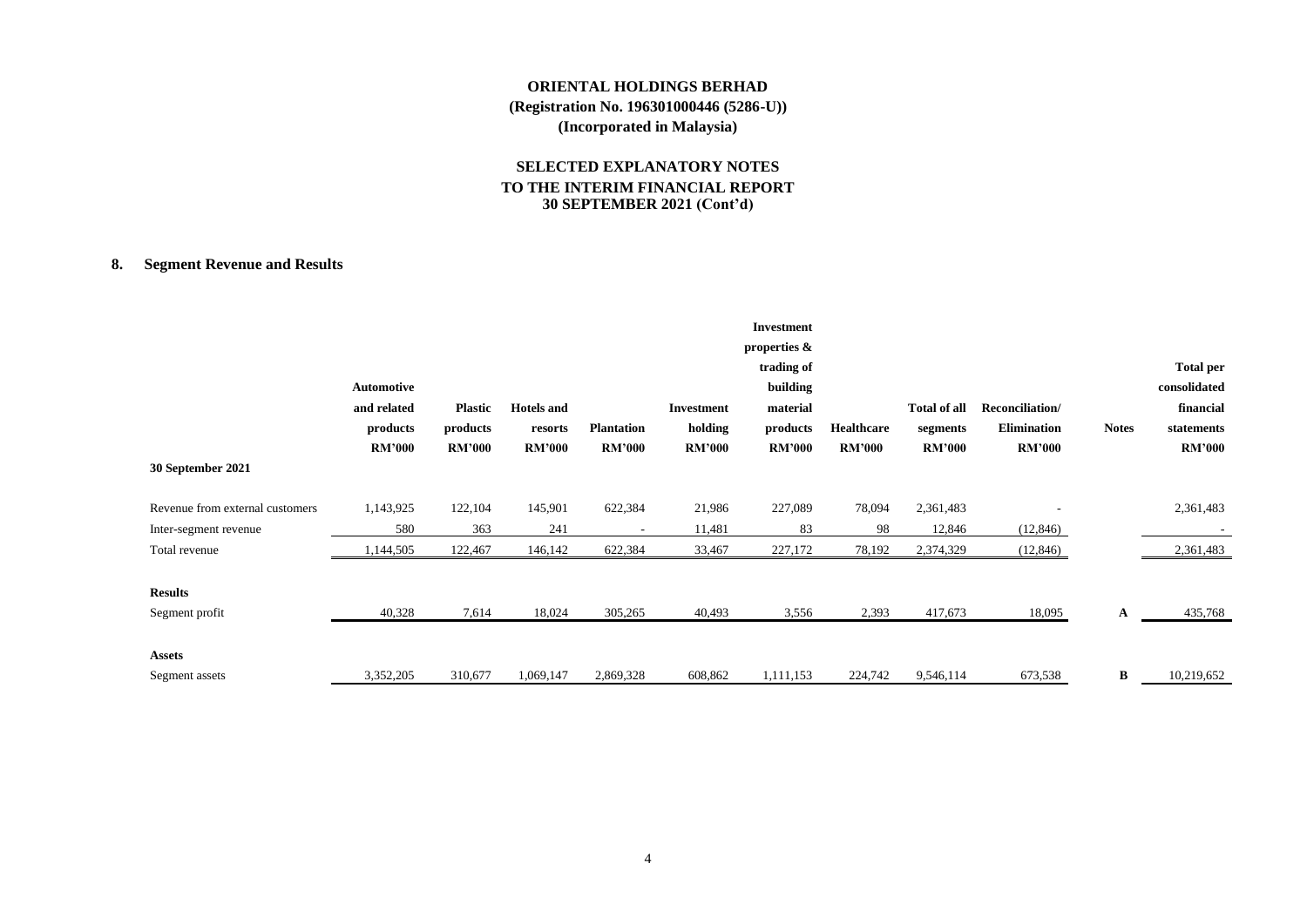**ORIENTAL HOLDINGS BERHAD**
**(Registration No. 196301000446 (5286-U))**
**(Incorporated in Malaysia)**

**SELECTED EXPLANATORY NOTES**
**TO THE INTERIM FINANCIAL REPORT**
**30 SEPTEMBER 2021 (Cont'd)**

## 8. Segment Revenue and Results

| | Automotive and related products RM'000 | Plastic products RM'000 | Hotels and resorts RM'000 | Plantation RM'000 | Investment holding RM'000 | Investment properties & trading of building material products RM'000 | Healthcare RM'000 | Total of all segments RM'000 | Reconciliation/ Elimination RM'000 | Notes | Total per consolidated financial statements RM'000 |
|---|---|---|---|---|---|---|---|---|---|---|---|
| **30 September 2021** | | | | | | | | | | | |
| Revenue from external customers | 1,143,925 | 122,104 | 145,901 | 622,384 | 21,986 | 227,089 | 78,094 | 2,361,483 | - | | 2,361,483 |
| Inter-segment revenue | 580 | 363 | 241 | - | 11,481 | 83 | 98 | 12,846 | (12,846) | | - |
| Total revenue | 1,144,505 | 122,467 | 146,142 | 622,384 | 33,467 | 227,172 | 78,192 | 2,374,329 | (12,846) | | 2,361,483 |
| **Results** | | | | | | | | | | | |
| Segment profit | 40,328 | 7,614 | 18,024 | 305,265 | 40,493 | 3,556 | 2,393 | 417,673 | 18,095 | A | 435,768 |
| **Assets** | | | | | | | | | | | |
| Segment assets | 3,352,205 | 310,677 | 1,069,147 | 2,869,328 | 608,862 | 1,111,153 | 224,742 | 9,546,114 | 673,538 | B | 10,219,652 |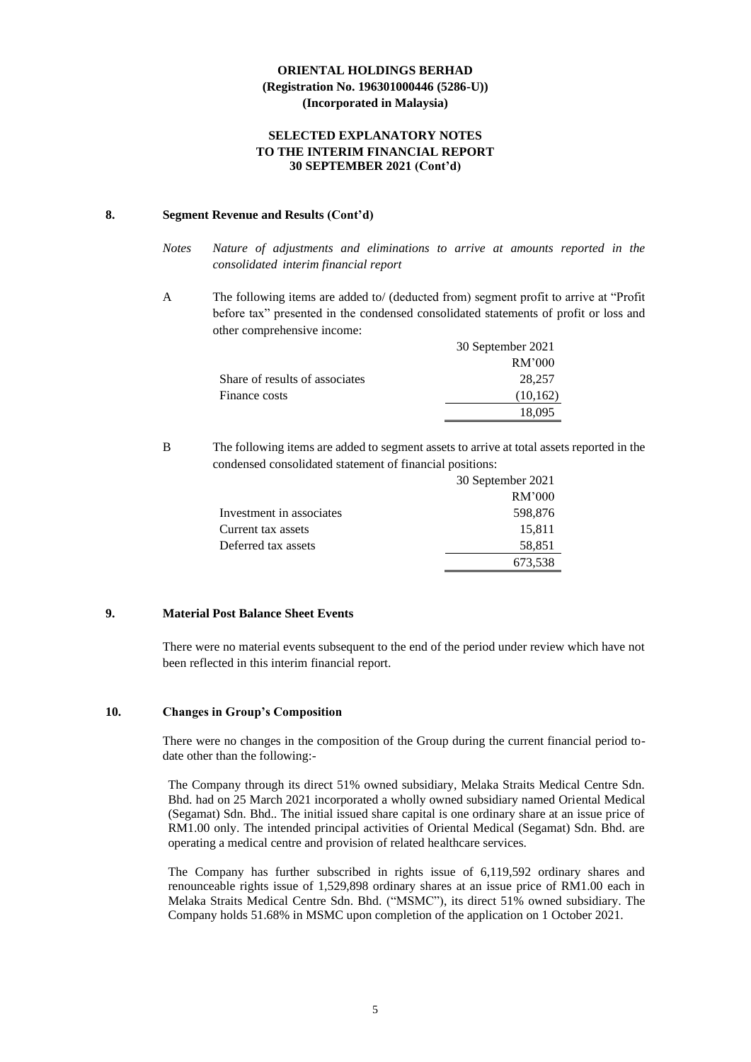## 8. Segment Revenue and Results (Cont'd)

*Notes* *Nature of adjustments and eliminations to arrive at amounts reported in the consolidated interim financial report*

A The following items are added to/ (deducted from) segment profit to arrive at "Profit before tax" presented in the condensed consolidated statements of profit or loss and other comprehensive income:

| | 30 September 2021 |
|---|---|
| | RM'000 |
| Share of results of associates | 28,257 |
| Finance costs | (10,162) |
| | 18,095 |

B The following items are added to segment assets to arrive at total assets reported in the condensed consolidated statement of financial positions:

| | 30 September 2021 |
|---|---|
| | RM'000 |
| Investment in associates | 598,876 |
| Current tax assets | 15,811 |
| Deferred tax assets | 58,851 |
| | 673,538 |

## 9. Material Post Balance Sheet Events

There were no material events subsequent to the end of the period under review which have not been reflected in this interim financial report.

## 10. Changes in Group's Composition

There were no changes in the composition of the Group during the current financial period to-date other than the following:-

The Company through its direct 51% owned subsidiary, Melaka Straits Medical Centre Sdn. Bhd. had on 25 March 2021 incorporated a wholly owned subsidiary named Oriental Medical (Segamat) Sdn. Bhd.. The initial issued share capital is one ordinary share at an issue price of RM1.00 only. The intended principal activities of Oriental Medical (Segamat) Sdn. Bhd. are operating a medical centre and provision of related healthcare services.

The Company has further subscribed in rights issue of 6,119,592 ordinary shares and renounceable rights issue of 1,529,898 ordinary shares at an issue price of RM1.00 each in Melaka Straits Medical Centre Sdn. Bhd. ("MSMC"), its direct 51% owned subsidiary. The Company holds 51.68% in MSMC upon completion of the application on 1 October 2021.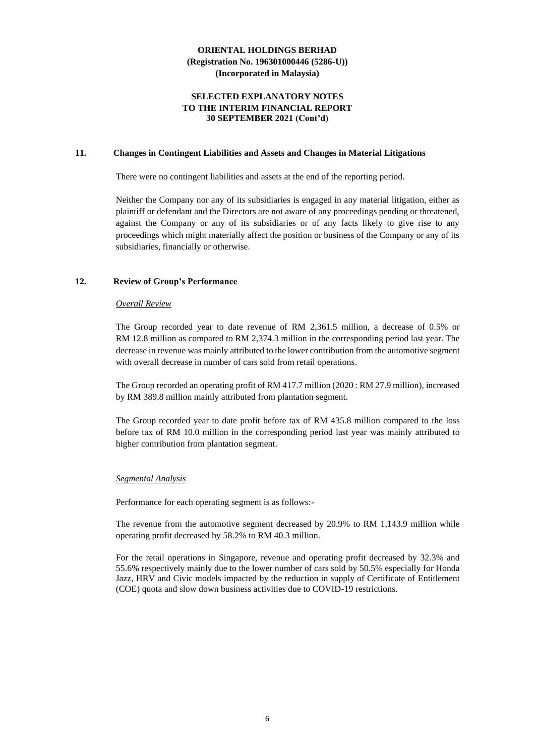## 11. Changes in Contingent Liabilities and Assets and Changes in Material Litigations

There were no contingent liabilities and assets at the end of the reporting period.

Neither the Company nor any of its subsidiaries is engaged in any material litigation, either as plaintiff or defendant and the Directors are not aware of any proceedings pending or threatened, against the Company or any of its subsidiaries or of any facts likely to give rise to any proceedings which might materially affect the position or business of the Company or any of its subsidiaries, financially or otherwise.

## 12. Review of Group's Performance

*Overall Review*

The Group recorded year to date revenue of RM 2,361.5 million, a decrease of 0.5% or RM 12.8 million as compared to RM 2,374.3 million in the corresponding period last year. The decrease in revenue was mainly attributed to the lower contribution from the automotive segment with overall decrease in number of cars sold from retail operations.

The Group recorded an operating profit of RM 417.7 million (2020 : RM 27.9 million), increased by RM 389.8 million mainly attributed from plantation segment.

The Group recorded year to date profit before tax of RM 435.8 million compared to the loss before tax of RM 10.0 million in the corresponding period last year was mainly attributed to higher contribution from plantation segment.

*Segmental Analysis*

Performance for each operating segment is as follows:-

The revenue from the automotive segment decreased by 20.9% to RM 1,143.9 million while operating profit decreased by 58.2% to RM 40.3 million.

For the retail operations in Singapore, revenue and operating profit decreased by 32.3% and 55.6% respectively mainly due to the lower number of cars sold by 50.5% especially for Honda Jazz, HRV and Civic models impacted by the reduction in supply of Certificate of Entitlement (COE) quota and slow down business activities due to COVID-19 restrictions.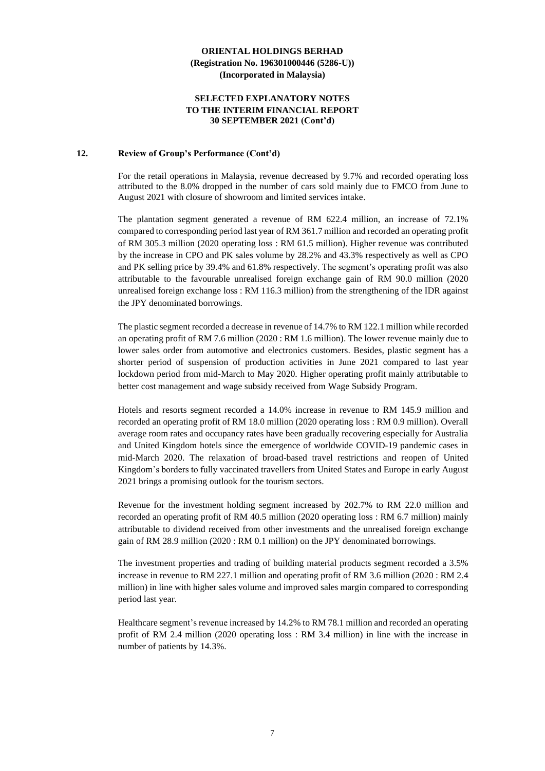## 12. Review of Group's Performance (Cont'd)

For the retail operations in Malaysia, revenue decreased by 9.7% and recorded operating loss attributed to the 8.0% dropped in the number of cars sold mainly due to FMCO from June to August 2021 with closure of showroom and limited services intake.

The plantation segment generated a revenue of RM 622.4 million, an increase of 72.1% compared to corresponding period last year of RM 361.7 million and recorded an operating profit of RM 305.3 million (2020 operating loss : RM 61.5 million). Higher revenue was contributed by the increase in CPO and PK sales volume by 28.2% and 43.3% respectively as well as CPO and PK selling price by 39.4% and 61.8% respectively. The segment's operating profit was also attributable to the favourable unrealised foreign exchange gain of RM 90.0 million (2020 unrealised foreign exchange loss : RM 116.3 million) from the strengthening of the IDR against the JPY denominated borrowings.

The plastic segment recorded a decrease in revenue of 14.7% to RM 122.1 million while recorded an operating profit of RM 7.6 million (2020 : RM 1.6 million). The lower revenue mainly due to lower sales order from automotive and electronics customers. Besides, plastic segment has a shorter period of suspension of production activities in June 2021 compared to last year lockdown period from mid-March to May 2020. Higher operating profit mainly attributable to better cost management and wage subsidy received from Wage Subsidy Program.

Hotels and resorts segment recorded a 14.0% increase in revenue to RM 145.9 million and recorded an operating profit of RM 18.0 million (2020 operating loss : RM 0.9 million). Overall average room rates and occupancy rates have been gradually recovering especially for Australia and United Kingdom hotels since the emergence of worldwide COVID-19 pandemic cases in mid-March 2020. The relaxation of broad-based travel restrictions and reopen of United Kingdom's borders to fully vaccinated travellers from United States and Europe in early August 2021 brings a promising outlook for the tourism sectors.

Revenue for the investment holding segment increased by 202.7% to RM 22.0 million and recorded an operating profit of RM 40.5 million (2020 operating loss : RM 6.7 million) mainly attributable to dividend received from other investments and the unrealised foreign exchange gain of RM 28.9 million (2020 : RM 0.1 million) on the JPY denominated borrowings.

The investment properties and trading of building material products segment recorded a 3.5% increase in revenue to RM 227.1 million and operating profit of RM 3.6 million (2020 : RM 2.4 million) in line with higher sales volume and improved sales margin compared to corresponding period last year.

Healthcare segment's revenue increased by 14.2% to RM 78.1 million and recorded an operating profit of RM 2.4 million (2020 operating loss : RM 3.4 million) in line with the increase in number of patients by 14.3%.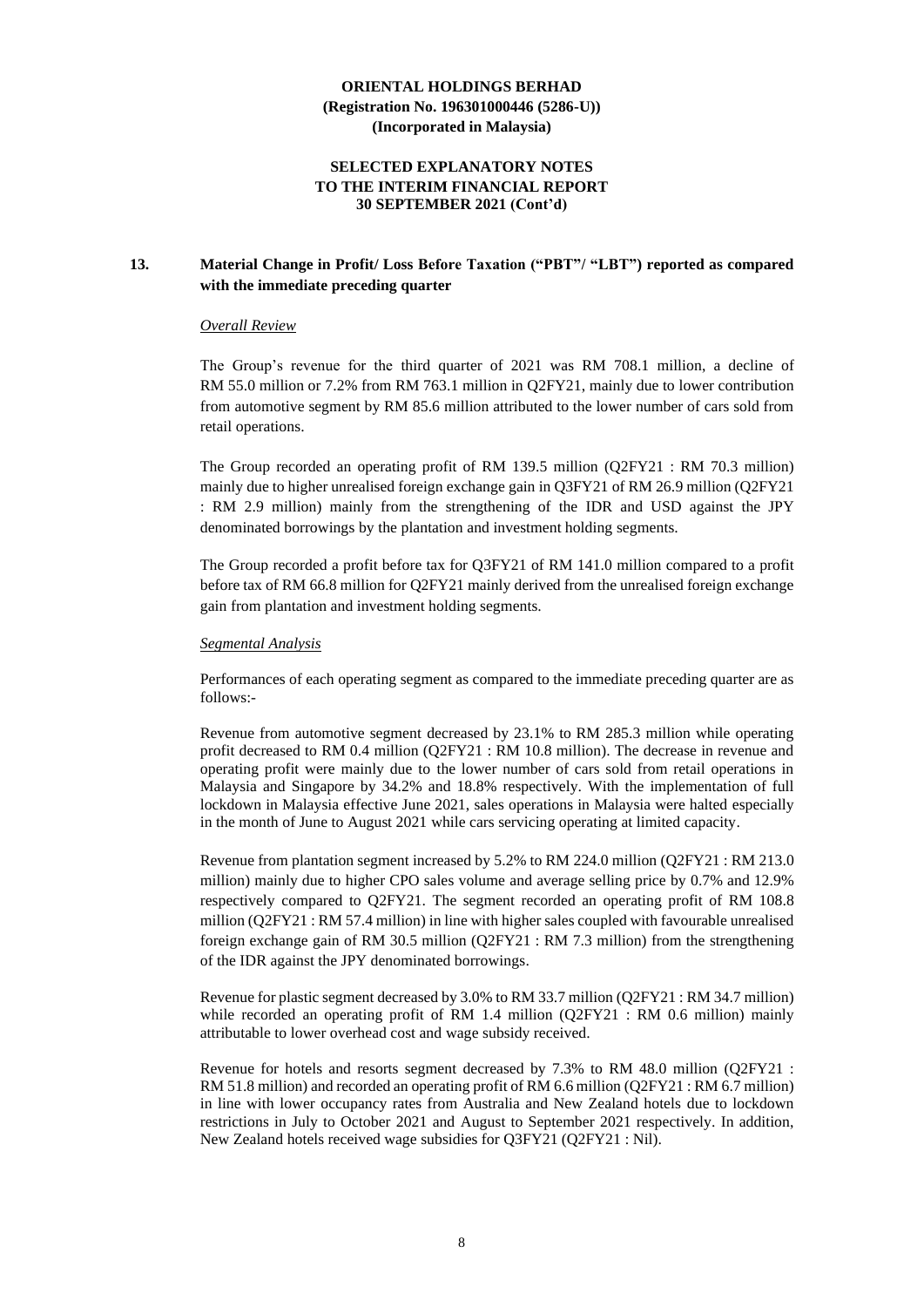**ORIENTAL HOLDINGS BERHAD**
**(Registration No. 196301000446 (5286-U))**
**(Incorporated in Malaysia)**

**SELECTED EXPLANATORY NOTES**
**TO THE INTERIM FINANCIAL REPORT**
**30 SEPTEMBER 2021 (Cont'd)**

## 13. Material Change in Profit/ Loss Before Taxation ("PBT"/ "LBT") reported as compared with the immediate preceding quarter

*Overall Review*

The Group's revenue for the third quarter of 2021 was RM 708.1 million, a decline of RM 55.0 million or 7.2% from RM 763.1 million in Q2FY21, mainly due to lower contribution from automotive segment by RM 85.6 million attributed to the lower number of cars sold from retail operations.

The Group recorded an operating profit of RM 139.5 million (Q2FY21 : RM 70.3 million) mainly due to higher unrealised foreign exchange gain in Q3FY21 of RM 26.9 million (Q2FY21 : RM 2.9 million) mainly from the strengthening of the IDR and USD against the JPY denominated borrowings by the plantation and investment holding segments.

The Group recorded a profit before tax for Q3FY21 of RM 141.0 million compared to a profit before tax of RM 66.8 million for Q2FY21 mainly derived from the unrealised foreign exchange gain from plantation and investment holding segments.

*Segmental Analysis*

Performances of each operating segment as compared to the immediate preceding quarter are as follows:-

Revenue from automotive segment decreased by 23.1% to RM 285.3 million while operating profit decreased to RM 0.4 million (Q2FY21 : RM 10.8 million). The decrease in revenue and operating profit were mainly due to the lower number of cars sold from retail operations in Malaysia and Singapore by 34.2% and 18.8% respectively. With the implementation of full lockdown in Malaysia effective June 2021, sales operations in Malaysia were halted especially in the month of June to August 2021 while cars servicing operating at limited capacity.

Revenue from plantation segment increased by 5.2% to RM 224.0 million (Q2FY21 : RM 213.0 million) mainly due to higher CPO sales volume and average selling price by 0.7% and 12.9% respectively compared to Q2FY21. The segment recorded an operating profit of RM 108.8 million (Q2FY21 : RM 57.4 million) in line with higher sales coupled with favourable unrealised foreign exchange gain of RM 30.5 million (Q2FY21 : RM 7.3 million) from the strengthening of the IDR against the JPY denominated borrowings.

Revenue for plastic segment decreased by 3.0% to RM 33.7 million (Q2FY21 : RM 34.7 million) while recorded an operating profit of RM 1.4 million (Q2FY21 : RM 0.6 million) mainly attributable to lower overhead cost and wage subsidy received.

Revenue for hotels and resorts segment decreased by 7.3% to RM 48.0 million (Q2FY21 : RM 51.8 million) and recorded an operating profit of RM 6.6 million (Q2FY21 : RM 6.7 million) in line with lower occupancy rates from Australia and New Zealand hotels due to lockdown restrictions in July to October 2021 and August to September 2021 respectively. In addition, New Zealand hotels received wage subsidies for Q3FY21 (Q2FY21 : Nil).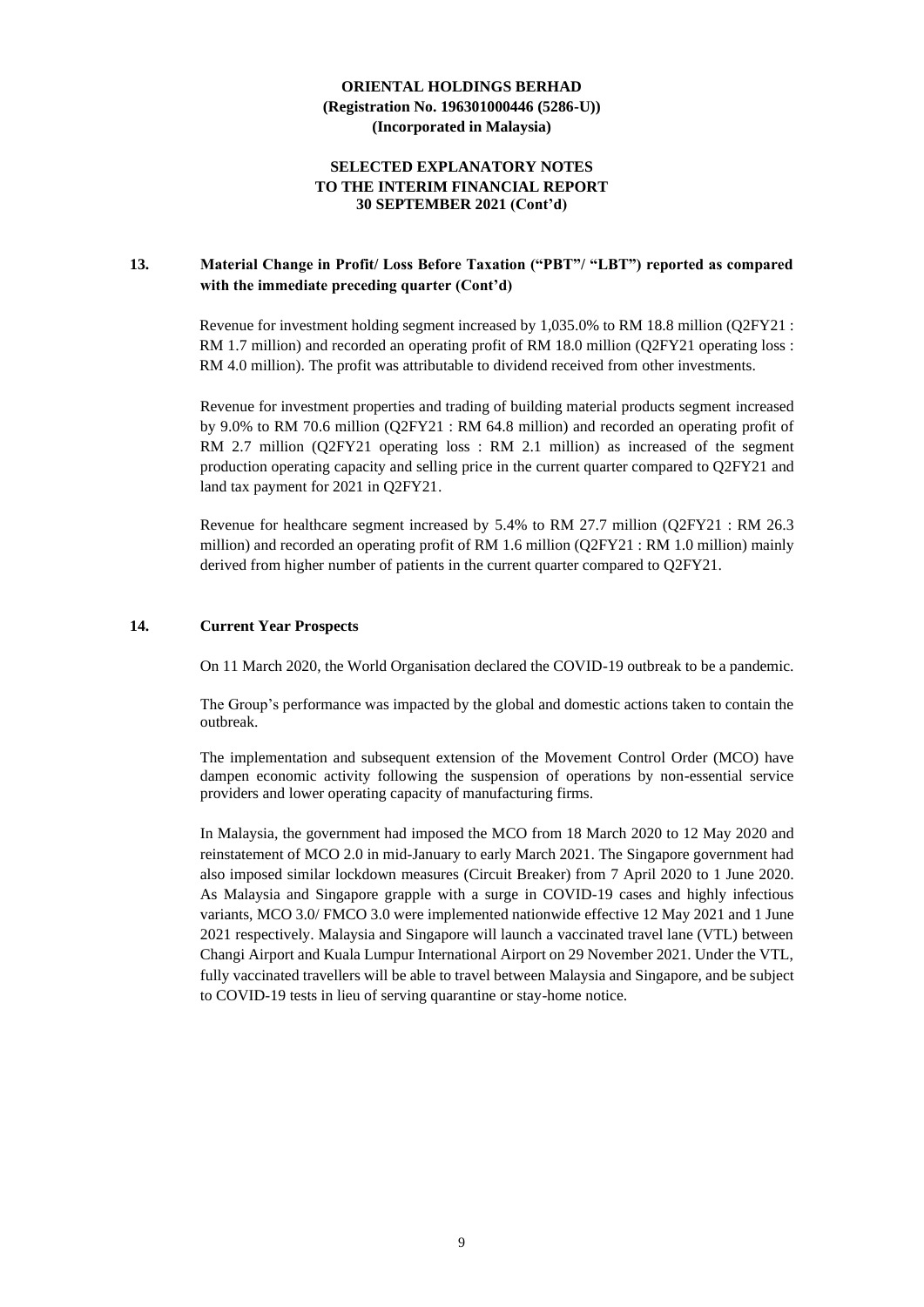## 13. Material Change in Profit/ Loss Before Taxation ("PBT"/ "LBT") reported as compared with the immediate preceding quarter (Cont'd)

Revenue for investment holding segment increased by 1,035.0% to RM 18.8 million (Q2FY21 : RM 1.7 million) and recorded an operating profit of RM 18.0 million (Q2FY21 operating loss : RM 4.0 million). The profit was attributable to dividend received from other investments.

Revenue for investment properties and trading of building material products segment increased by 9.0% to RM 70.6 million (Q2FY21 : RM 64.8 million) and recorded an operating profit of RM 2.7 million (Q2FY21 operating loss : RM 2.1 million) as increased of the segment production operating capacity and selling price in the current quarter compared to Q2FY21 and land tax payment for 2021 in Q2FY21.

Revenue for healthcare segment increased by 5.4% to RM 27.7 million (Q2FY21 : RM 26.3 million) and recorded an operating profit of RM 1.6 million (Q2FY21 : RM 1.0 million) mainly derived from higher number of patients in the current quarter compared to Q2FY21.

## 14. Current Year Prospects

On 11 March 2020, the World Organisation declared the COVID-19 outbreak to be a pandemic.

The Group's performance was impacted by the global and domestic actions taken to contain the outbreak.

The implementation and subsequent extension of the Movement Control Order (MCO) have dampen economic activity following the suspension of operations by non-essential service providers and lower operating capacity of manufacturing firms.

In Malaysia, the government had imposed the MCO from 18 March 2020 to 12 May 2020 and reinstatement of MCO 2.0 in mid-January to early March 2021. The Singapore government had also imposed similar lockdown measures (Circuit Breaker) from 7 April 2020 to 1 June 2020. As Malaysia and Singapore grapple with a surge in COVID-19 cases and highly infectious variants, MCO 3.0/ FMCO 3.0 were implemented nationwide effective 12 May 2021 and 1 June 2021 respectively. Malaysia and Singapore will launch a vaccinated travel lane (VTL) between Changi Airport and Kuala Lumpur International Airport on 29 November 2021. Under the VTL, fully vaccinated travellers will be able to travel between Malaysia and Singapore, and be subject to COVID-19 tests in lieu of serving quarantine or stay-home notice.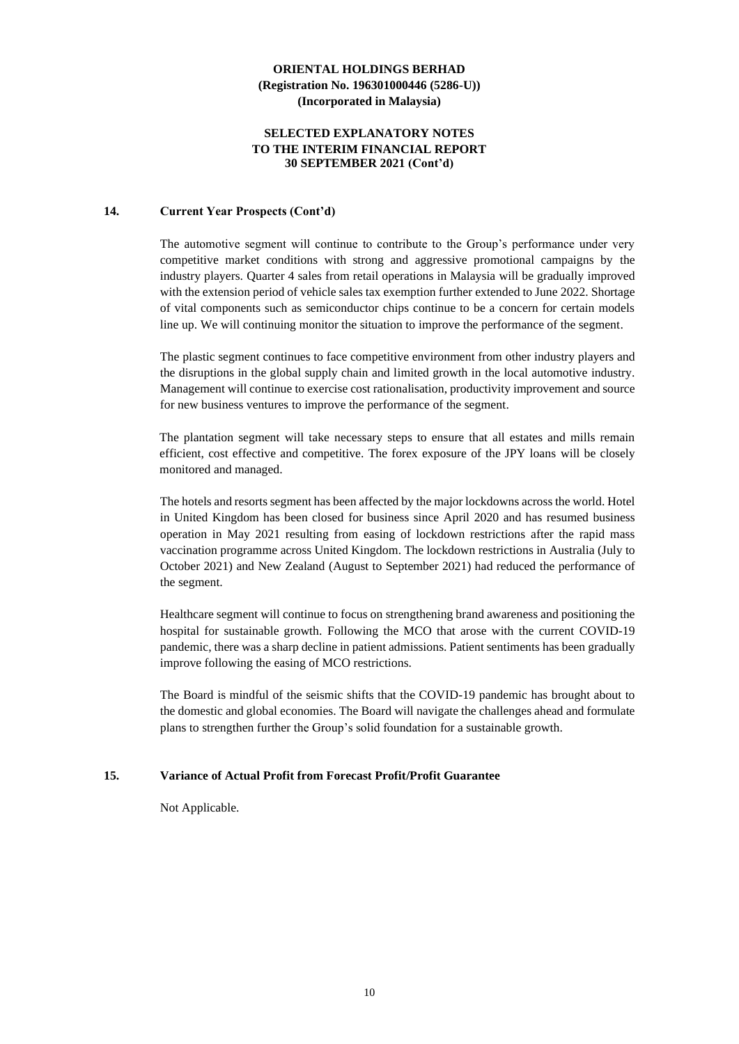**ORIENTAL HOLDINGS BERHAD**
**(Registration No. 196301000446 (5286-U))**
**(Incorporated in Malaysia)**

**SELECTED EXPLANATORY NOTES**
**TO THE INTERIM FINANCIAL REPORT**
**30 SEPTEMBER 2021 (Cont'd)**

## 14. Current Year Prospects (Cont'd)

The automotive segment will continue to contribute to the Group's performance under very competitive market conditions with strong and aggressive promotional campaigns by the industry players. Quarter 4 sales from retail operations in Malaysia will be gradually improved with the extension period of vehicle sales tax exemption further extended to June 2022. Shortage of vital components such as semiconductor chips continue to be a concern for certain models line up. We will continuing monitor the situation to improve the performance of the segment.

The plastic segment continues to face competitive environment from other industry players and the disruptions in the global supply chain and limited growth in the local automotive industry. Management will continue to exercise cost rationalisation, productivity improvement and source for new business ventures to improve the performance of the segment.

The plantation segment will take necessary steps to ensure that all estates and mills remain efficient, cost effective and competitive. The forex exposure of the JPY loans will be closely monitored and managed.

The hotels and resorts segment has been affected by the major lockdowns across the world. Hotel in United Kingdom has been closed for business since April 2020 and has resumed business operation in May 2021 resulting from easing of lockdown restrictions after the rapid mass vaccination programme across United Kingdom. The lockdown restrictions in Australia (July to October 2021) and New Zealand (August to September 2021) had reduced the performance of the segment.

Healthcare segment will continue to focus on strengthening brand awareness and positioning the hospital for sustainable growth. Following the MCO that arose with the current COVID-19 pandemic, there was a sharp decline in patient admissions. Patient sentiments has been gradually improve following the easing of MCO restrictions.

The Board is mindful of the seismic shifts that the COVID-19 pandemic has brought about to the domestic and global economies. The Board will navigate the challenges ahead and formulate plans to strengthen further the Group's solid foundation for a sustainable growth.

## 15. Variance of Actual Profit from Forecast Profit/Profit Guarantee

Not Applicable.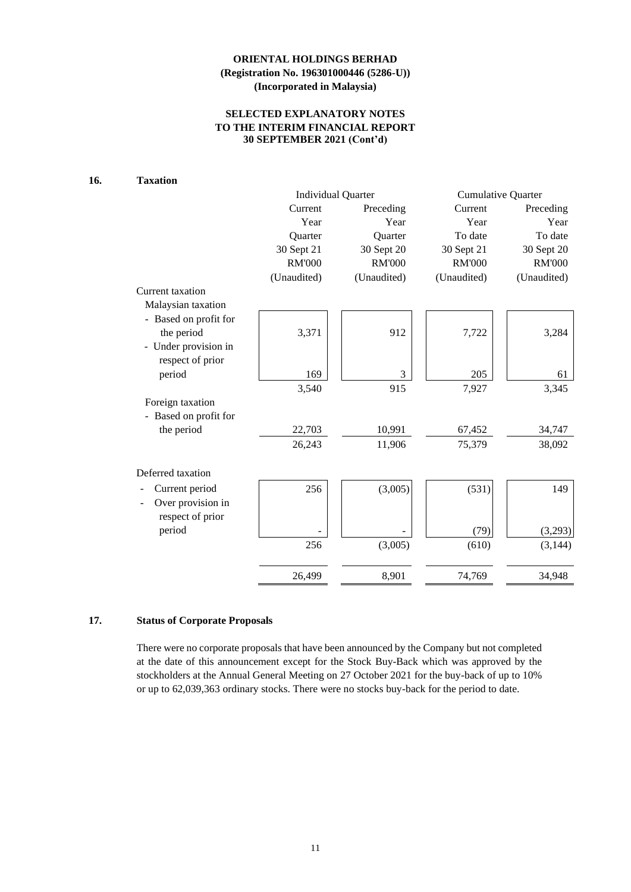**ORIENTAL HOLDINGS BERHAD**
**(Registration No. 196301000446 (5286-U))**
**(Incorporated in Malaysia)**

**SELECTED EXPLANATORY NOTES TO THE INTERIM FINANCIAL REPORT 30 SEPTEMBER 2021 (Cont'd)**

## 16. Taxation

| | Individual Quarter | | Cumulative Quarter | |
|---|---|---|---|---|
| | Current Year Quarter 30 Sept 21 RM'000 (Unaudited) | Preceding Year Quarter 30 Sept 20 RM'000 (Unaudited) | Current Year To date 30 Sept 21 RM'000 (Unaudited) | Preceding Year To date 30 Sept 20 RM'000 (Unaudited) |
| Current taxation | | | | |
| Malaysian taxation | | | | |
| - Based on profit for the period | 3,371 | 912 | 7,722 | 3,284 |
| - Under provision in respect of prior period | 169 | 3 | 205 | 61 |
| | 3,540 | 915 | 7,927 | 3,345 |
| Foreign taxation | | | | |
| - Based on profit for the period | 22,703 | 10,991 | 67,452 | 34,747 |
| | 26,243 | 11,906 | 75,379 | 38,092 |
| Deferred taxation | | | | |
| - Current period | 256 | (3,005) | (531) | 149 |
| - Over provision in respect of prior period | - | - | (79) | (3,293) |
| | 256 | (3,005) | (610) | (3,144) |
| | 26,499 | 8,901 | 74,769 | 34,948 |

## 17. Status of Corporate Proposals

There were no corporate proposals that have been announced by the Company but not completed at the date of this announcement except for the Stock Buy-Back which was approved by the stockholders at the Annual General Meeting on 27 October 2021 for the buy-back of up to 10% or up to 62,039,363 ordinary stocks. There were no stocks buy-back for the period to date.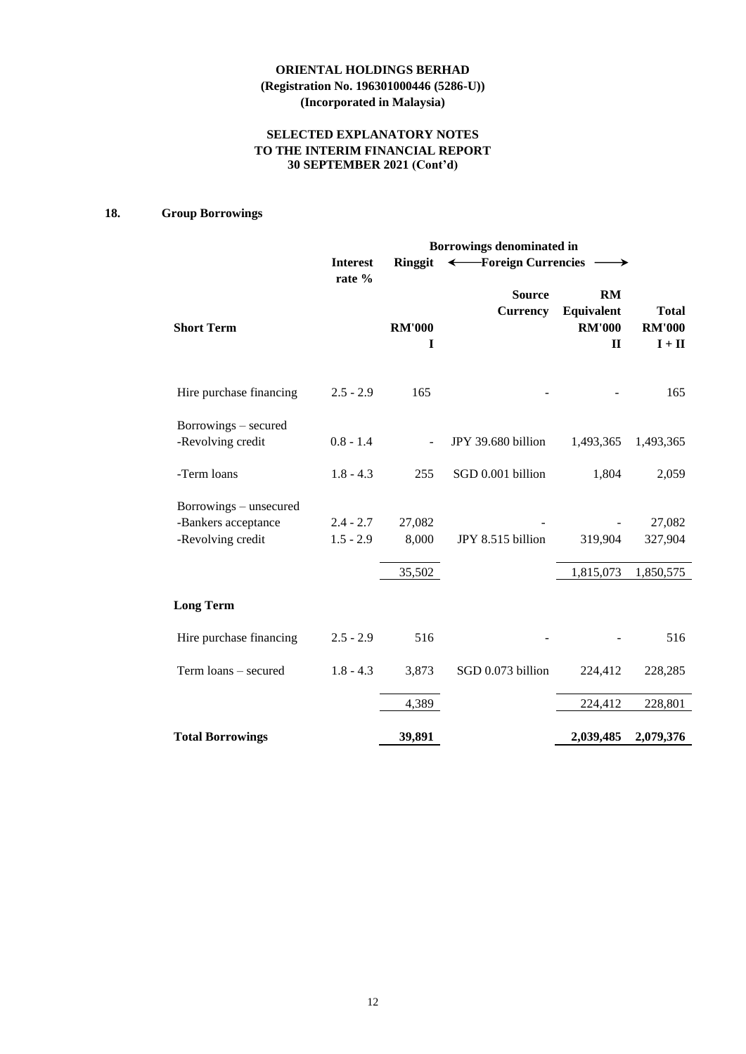**ORIENTAL HOLDINGS BERHAD**
**(Registration No. 196301000446 (5286-U))**
**(Incorporated in Malaysia)**

**SELECTED EXPLANATORY NOTES**
**TO THE INTERIM FINANCIAL REPORT**
**30 SEPTEMBER 2021 (Cont'd)**

## 18. Group Borrowings

| | Interest rate % | Borrowings denominated in | | | |
|---|---|---|---|---|---|
| | | Ringgit | ← Foreign Currencies → | | |
| | | | Source Currency | RM Equivalent | Total |
| **Short Term** | | **RM'000** | | **RM'000** | **RM'000** |
| | | **I** | | **II** | **I + II** |
| Hire purchase financing | 2.5 - 2.9 | 165 | - | - | 165 |
| Borrowings – secured | | | | | |
| -Revolving credit | 0.8 - 1.4 | - | JPY 39.680 billion | 1,493,365 | 1,493,365 |
| -Term loans | 1.8 - 4.3 | 255 | SGD 0.001 billion | 1,804 | 2,059 |
| Borrowings – unsecured | | | | | |
| -Bankers acceptance | 2.4 - 2.7 | 27,082 | - | - | 27,082 |
| -Revolving credit | 1.5 - 2.9 | 8,000 | JPY 8.515 billion | 319,904 | 327,904 |
| | | 35,502 | | 1,815,073 | 1,850,575 |
| **Long Term** | | | | | |
| Hire purchase financing | 2.5 - 2.9 | 516 | - | - | 516 |
| Term loans – secured | 1.8 - 4.3 | 3,873 | SGD 0.073 billion | 224,412 | 228,285 |
| | | 4,389 | | 224,412 | 228,801 |
| **Total Borrowings** | | **39,891** | | **2,039,485** | **2,079,376** |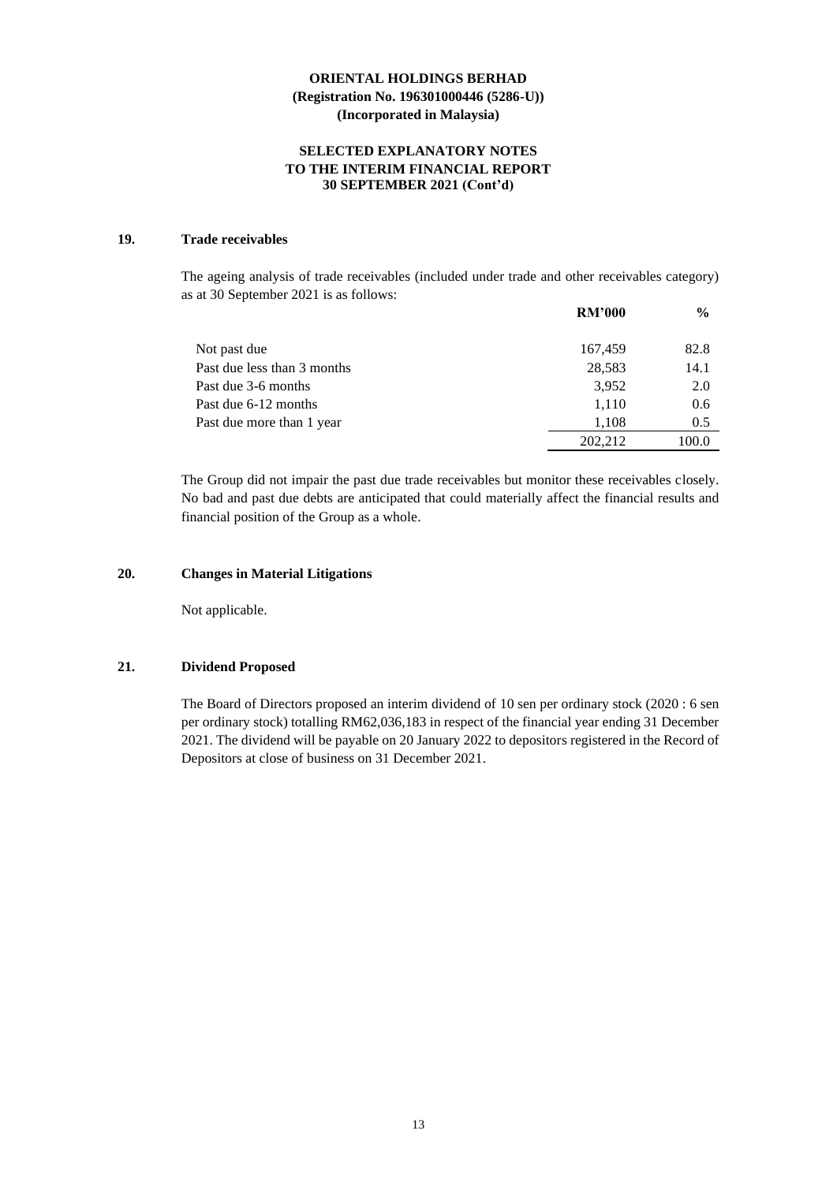**ORIENTAL HOLDINGS BERHAD**
**(Registration No. 196301000446 (5286-U))**
**(Incorporated in Malaysia)**

**SELECTED EXPLANATORY NOTES TO THE INTERIM FINANCIAL REPORT 30 SEPTEMBER 2021 (Cont'd)**

## 19. Trade receivables

The ageing analysis of trade receivables (included under trade and other receivables category) as at 30 September 2021 is as follows:

| | RM'000 | % |
|---|---|---|
| Not past due | 167,459 | 82.8 |
| Past due less than 3 months | 28,583 | 14.1 |
| Past due 3-6 months | 3,952 | 2.0 |
| Past due 6-12 months | 1,110 | 0.6 |
| Past due more than 1 year | 1,108 | 0.5 |
| | 202,212 | 100.0 |

The Group did not impair the past due trade receivables but monitor these receivables closely. No bad and past due debts are anticipated that could materially affect the financial results and financial position of the Group as a whole.

## 20. Changes in Material Litigations

Not applicable.

## 21. Dividend Proposed

The Board of Directors proposed an interim dividend of 10 sen per ordinary stock (2020 : 6 sen per ordinary stock) totalling RM62,036,183 in respect of the financial year ending 31 December 2021. The dividend will be payable on 20 January 2022 to depositors registered in the Record of Depositors at close of business on 31 December 2021.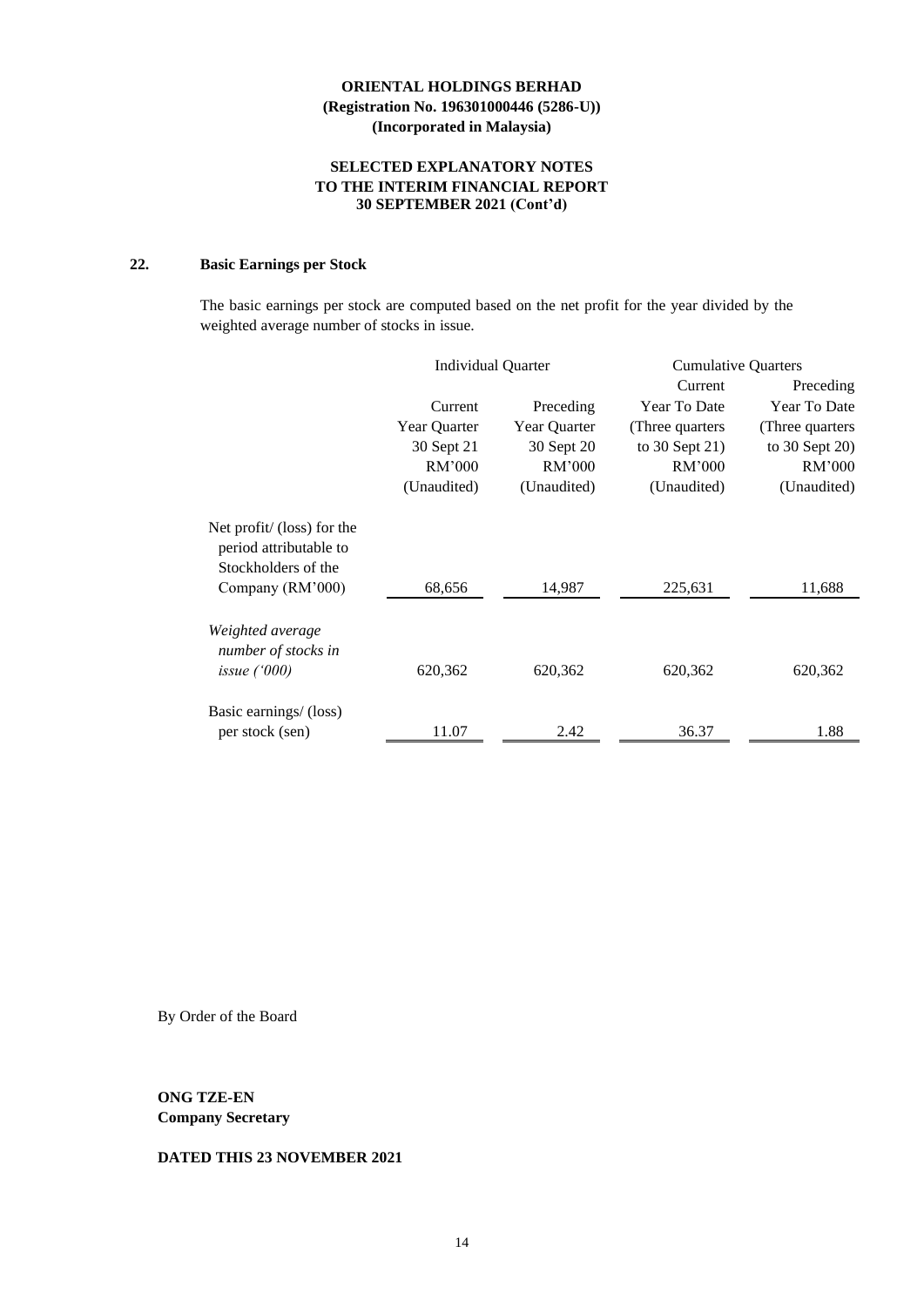**ORIENTAL HOLDINGS BERHAD**
**(Registration No. 196301000446 (5286-U))**
**(Incorporated in Malaysia)**

**SELECTED EXPLANATORY NOTES**
**TO THE INTERIM FINANCIAL REPORT**
**30 SEPTEMBER 2021 (Cont'd)**

## 22. Basic Earnings per Stock

The basic earnings per stock are computed based on the net profit for the year divided by the weighted average number of stocks in issue.

| | Individual Quarter | | Cumulative Quarters | |
|---|---|---|---|---|
| | Current Year Quarter 30 Sept 21 RM'000 (Unaudited) | Preceding Year Quarter 30 Sept 20 RM'000 (Unaudited) | Current Year To Date (Three quarters to 30 Sept 21) RM'000 (Unaudited) | Preceding Year To Date (Three quarters to 30 Sept 20) RM'000 (Unaudited) |
| Net profit/ (loss) for the period attributable to Stockholders of the Company (RM'000) | 68,656 | 14,987 | 225,631 | 11,688 |
| *Weighted average number of stocks in issue ('000)* | 620,362 | 620,362 | 620,362 | 620,362 |
| Basic earnings/ (loss) per stock (sen) | 11.07 | 2.42 | 36.37 | 1.88 |

By Order of the Board

**ONG TZE-EN**
**Company Secretary**

**DATED THIS 23 NOVEMBER 2021**